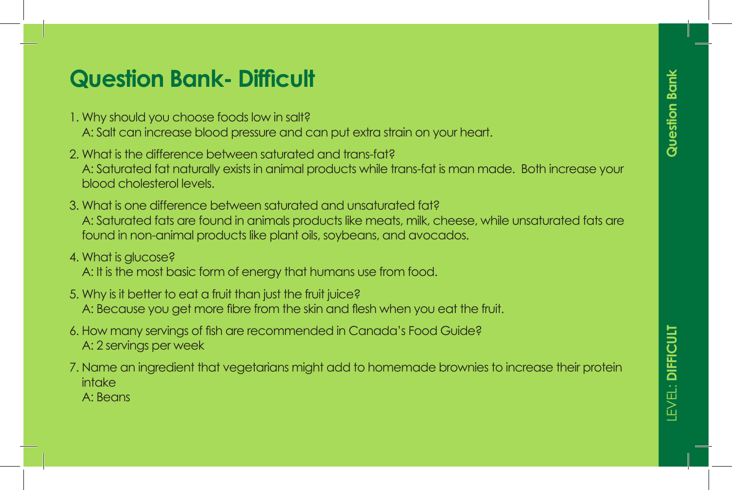# Question Bank- Difficult

1. Why should you choose foods low in salt?
   A: Salt can increase blood pressure and can put extra strain on your heart.
2. What is the difference between saturated and trans-fat?
   A: Saturated fat naturally exists in animal products while trans-fat is man made.  Both increase your blood cholesterol levels.
3. What is one difference between saturated and unsaturated fat?
   A: Saturated fats are found in animals products like meats, milk, cheese, while unsaturated fats are found in non-animal products like plant oils, soybeans, and avocados.
4. What is glucose?
   A: It is the most basic form of energy that humans use from food.
5. Why is it better to eat a fruit than just the fruit juice?
   A: Because you get more fibre from the skin and flesh when you eat the fruit.
6. How many servings of fish are recommended in Canada's Food Guide?
   A: 2 servings per week
7. Name an ingredient that vegetarians might add to homemade brownies to increase their protein intake
   A: Beans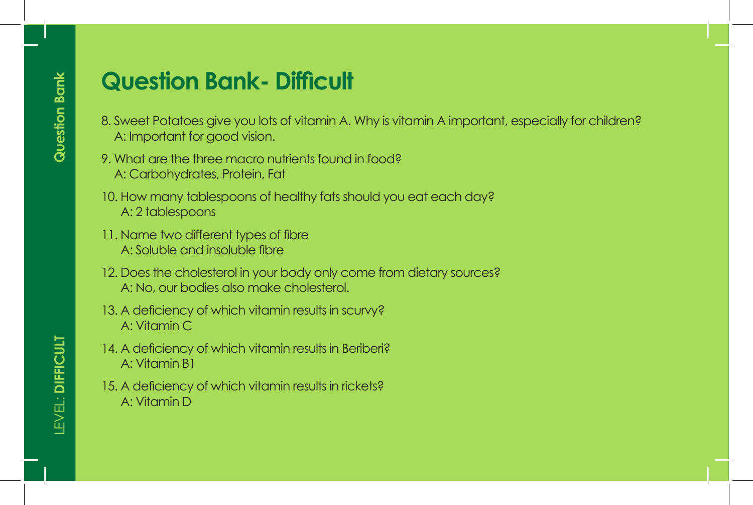# Question Bank- Difficult

8. Sweet Potatoes give you lots of vitamin A. Why is vitamin A important, especially for children?
   A: Important for good vision.
9. What are the three macro nutrients found in food?
   A: Carbohydrates, Protein, Fat
10. How many tablespoons of healthy fats should you eat each day?
    A: 2 tablespoons
11. Name two different types of fibre
    A: Soluble and insoluble fibre
12. Does the cholesterol in your body only come from dietary sources?
    A: No, our bodies also make cholesterol.
13. A deficiency of which vitamin results in scurvy?
    A: Vitamin C
14. A deficiency of which vitamin results in Beriberi?
    A: Vitamin B1
15. A deficiency of which vitamin results in rickets?
    A: Vitamin D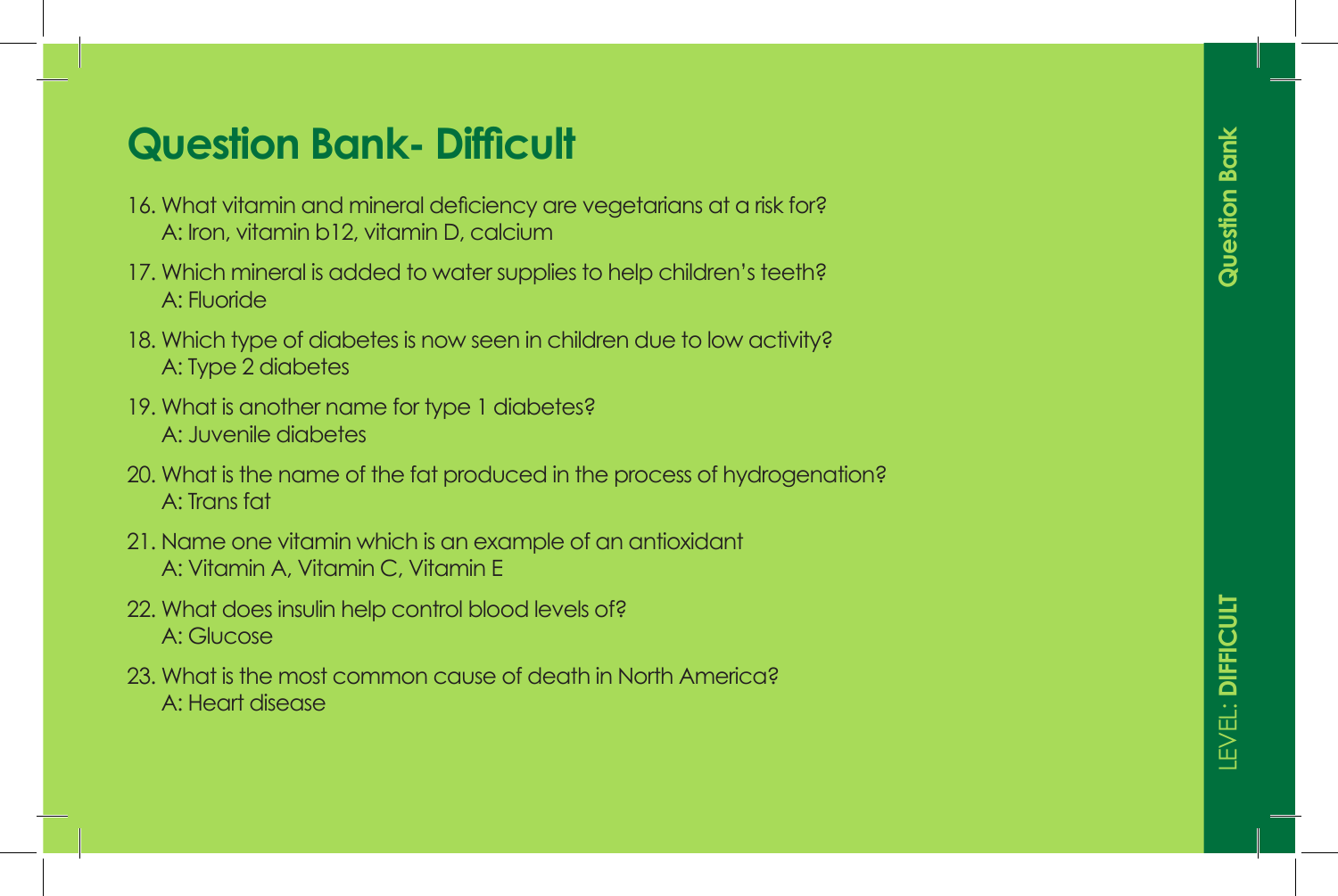# Question Bank- Difficult

16. What vitamin and mineral deficiency are vegetarians at a risk for?
    A: Iron, vitamin b12, vitamin D, calcium
17. Which mineral is added to water supplies to help children's teeth?
    A: Fluoride
18. Which type of diabetes is now seen in children due to low activity?
    A: Type 2 diabetes
19. What is another name for type 1 diabetes?
    A: Juvenile diabetes
20. What is the name of the fat produced in the process of hydrogenation?
    A: Trans fat
21. Name one vitamin which is an example of an antioxidant
    A: Vitamin A, Vitamin C, Vitamin E
22. What does insulin help control blood levels of?
    A: Glucose
23. What is the most common cause of death in North America?
    A: Heart disease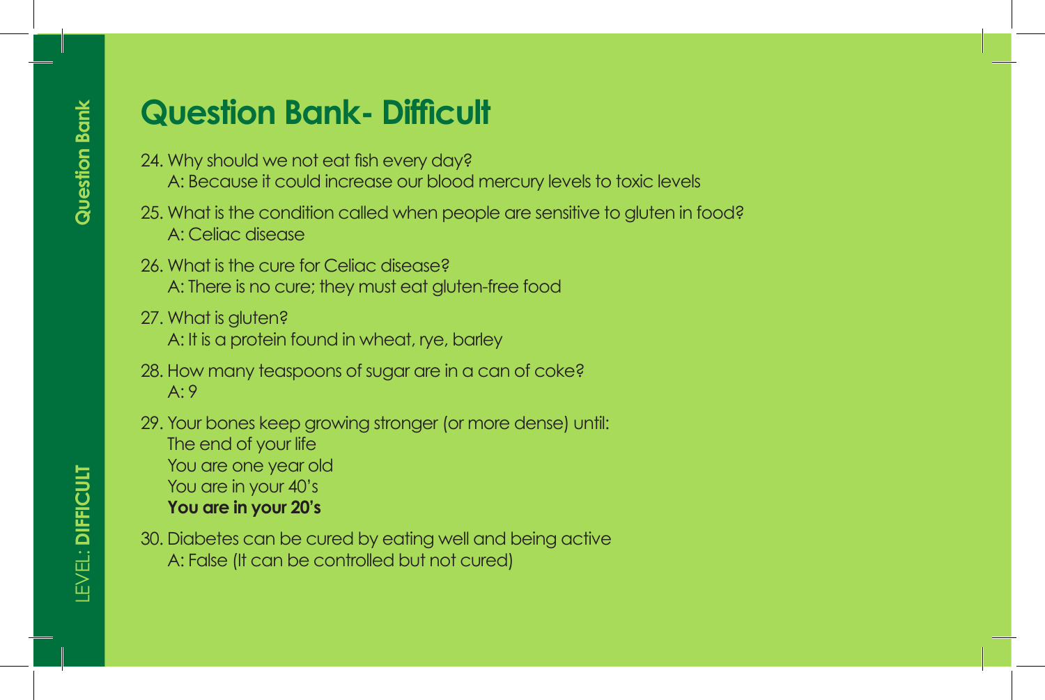# Question Bank- Difficult

24. Why should we not eat fish every day?
    A: Because it could increase our blood mercury levels to toxic levels

25. What is the condition called when people are sensitive to gluten in food?
    A: Celiac disease

26. What is the cure for Celiac disease?
    A: There is no cure; they must eat gluten-free food

27. What is gluten?
    A: It is a protein found in wheat, rye, barley

28. How many teaspoons of sugar are in a can of coke?
    A: 9

29. Your bones keep growing stronger (or more dense) until:
    The end of your life
    You are one year old
    You are in your 40's
    **You are in your 20's**

30. Diabetes can be cured by eating well and being active
    A: False (It can be controlled but not cured)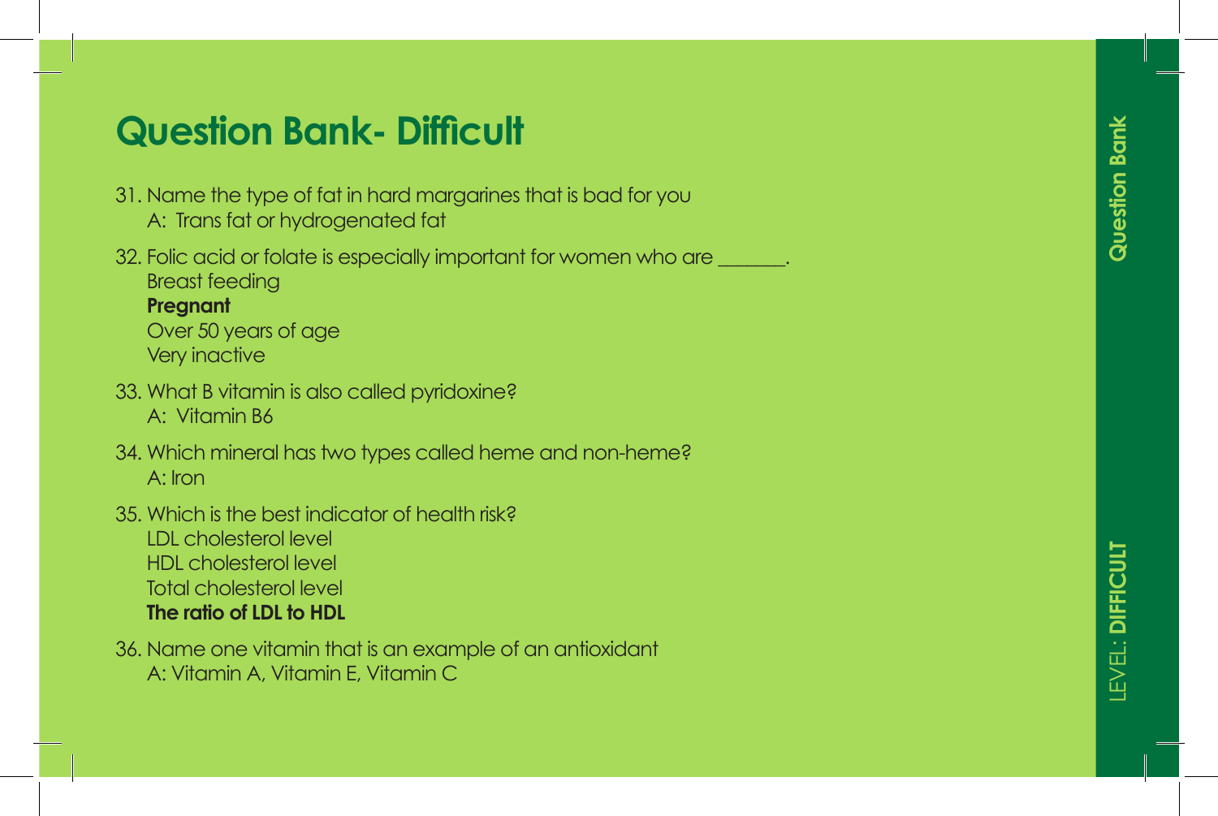# Question Bank- Difficult

31. Name the type of fat in hard margarines that is bad for you
    A: Trans fat or hydrogenated fat

32. Folic acid or folate is especially important for women who are _______.
    Breast feeding
    **Pregnant**
    Over 50 years of age
    Very inactive

33. What B vitamin is also called pyridoxine?
    A: Vitamin B6

34. Which mineral has two types called heme and non-heme?
    A: Iron

35. Which is the best indicator of health risk?
    LDL cholesterol level
    HDL cholesterol level
    Total cholesterol level
    **The ratio of LDL to HDL**

36. Name one vitamin that is an example of an antioxidant
    A: Vitamin A, Vitamin E, Vitamin C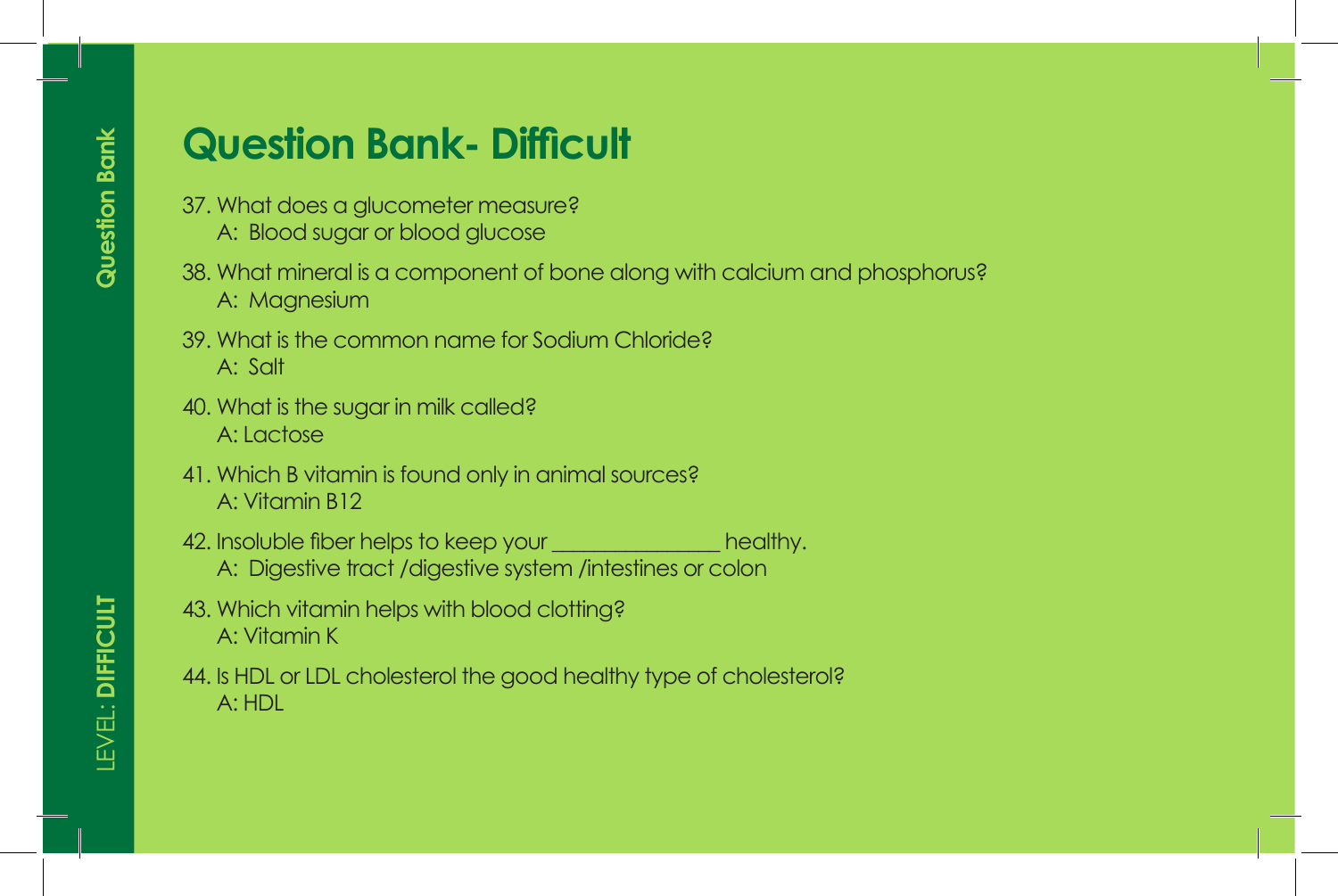# Question Bank- Difficult

37. What does a glucometer measure?
    A:  Blood sugar or blood glucose

38. What mineral is a component of bone along with calcium and phosphorus?
    A:  Magnesium

39. What is the common name for Sodium Chloride?
    A:  Salt

40. What is the sugar in milk called?
    A: Lactose

41. Which B vitamin is found only in animal sources?
    A: Vitamin B12

42. Insoluble fiber helps to keep your _______________ healthy.
    A:  Digestive tract /digestive system /intestines or colon

43. Which vitamin helps with blood clotting?
    A: Vitamin K

44. Is HDL or LDL cholesterol the good healthy type of cholesterol?
    A: HDL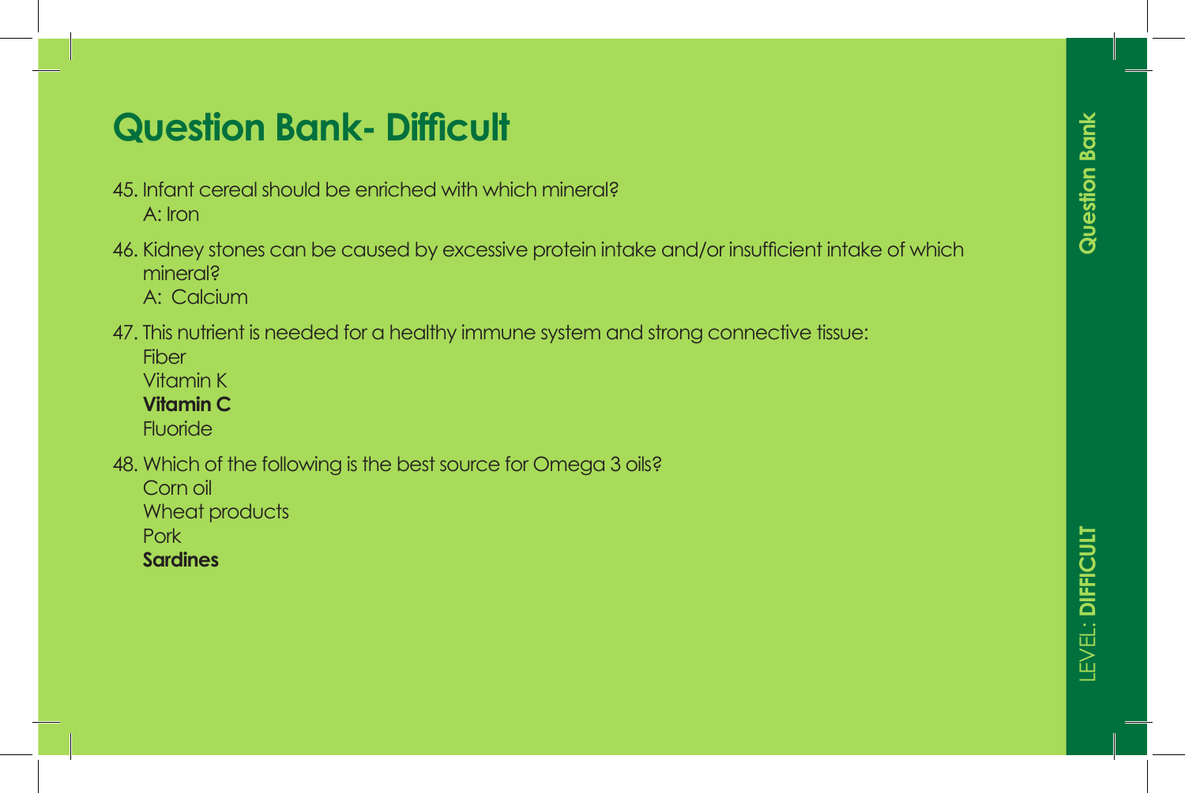# Question Bank- Difficult

45. Infant cereal should be enriched with which mineral?
    A: Iron

46. Kidney stones can be caused by excessive protein intake and/or insufficient intake of which mineral?
    A: Calcium

47. This nutrient is needed for a healthy immune system and strong connective tissue:
    Fiber
    Vitamin K
    **Vitamin C**
    Fluoride

48. Which of the following is the best source for Omega 3 oils?
    Corn oil
    Wheat products
    Pork
    **Sardines**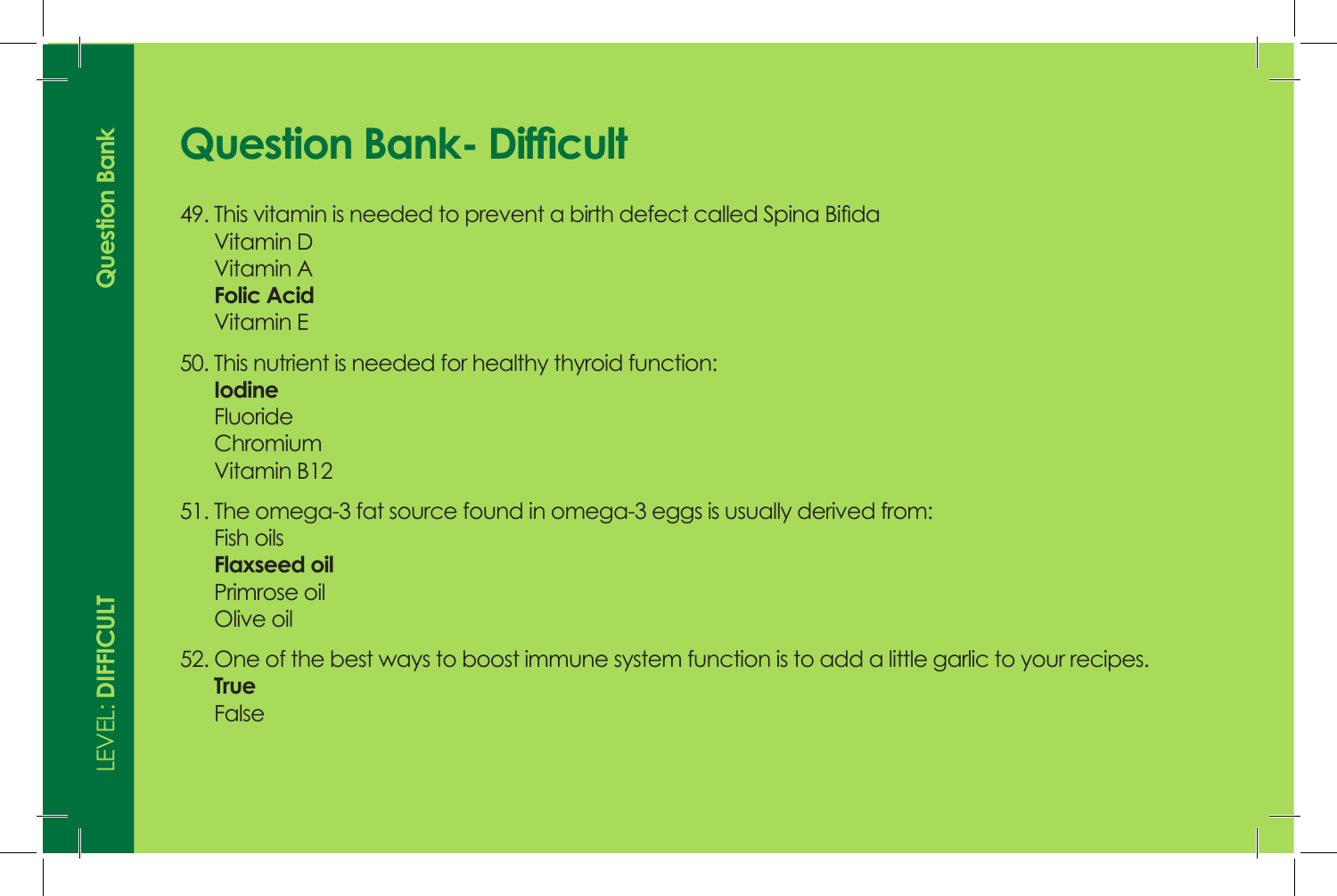# Question Bank- Difficult

49. This vitamin is needed to prevent a birth defect called Spina Bifida
    Vitamin D
    Vitamin A
    **Folic Acid**
    Vitamin E

50. This nutrient is needed for healthy thyroid function:
    **Iodine**
    Fluoride
    Chromium
    Vitamin B12

51. The omega-3 fat source found in omega-3 eggs is usually derived from:
    Fish oils
    **Flaxseed oil**
    Primrose oil
    Olive oil

52. One of the best ways to boost immune system function is to add a little garlic to your recipes.
    **True**
    False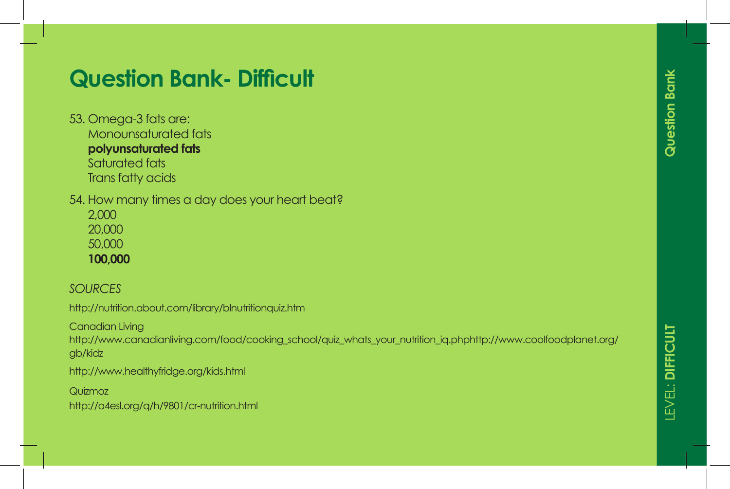# Question Bank- Difficult

53. Omega-3 fats are:
    Monounsaturated fats
    **polyunsaturated fats**
    Saturated fats
    Trans fatty acids

54. How many times a day does your heart beat?
    2,000
    20,000
    50,000
    **100,000**

*SOURCES*

http://nutrition.about.com/library/blnutritionquiz.htm

Canadian Living
http://www.canadianliving.com/food/cooking_school/quiz_whats_your_nutrition_iq.phphttp://www.coolfoodplanet.org/gb/kidz

http://www.healthyfridge.org/kids.html

Quizmoz
http://a4esl.org/q/h/9801/cr-nutrition.html